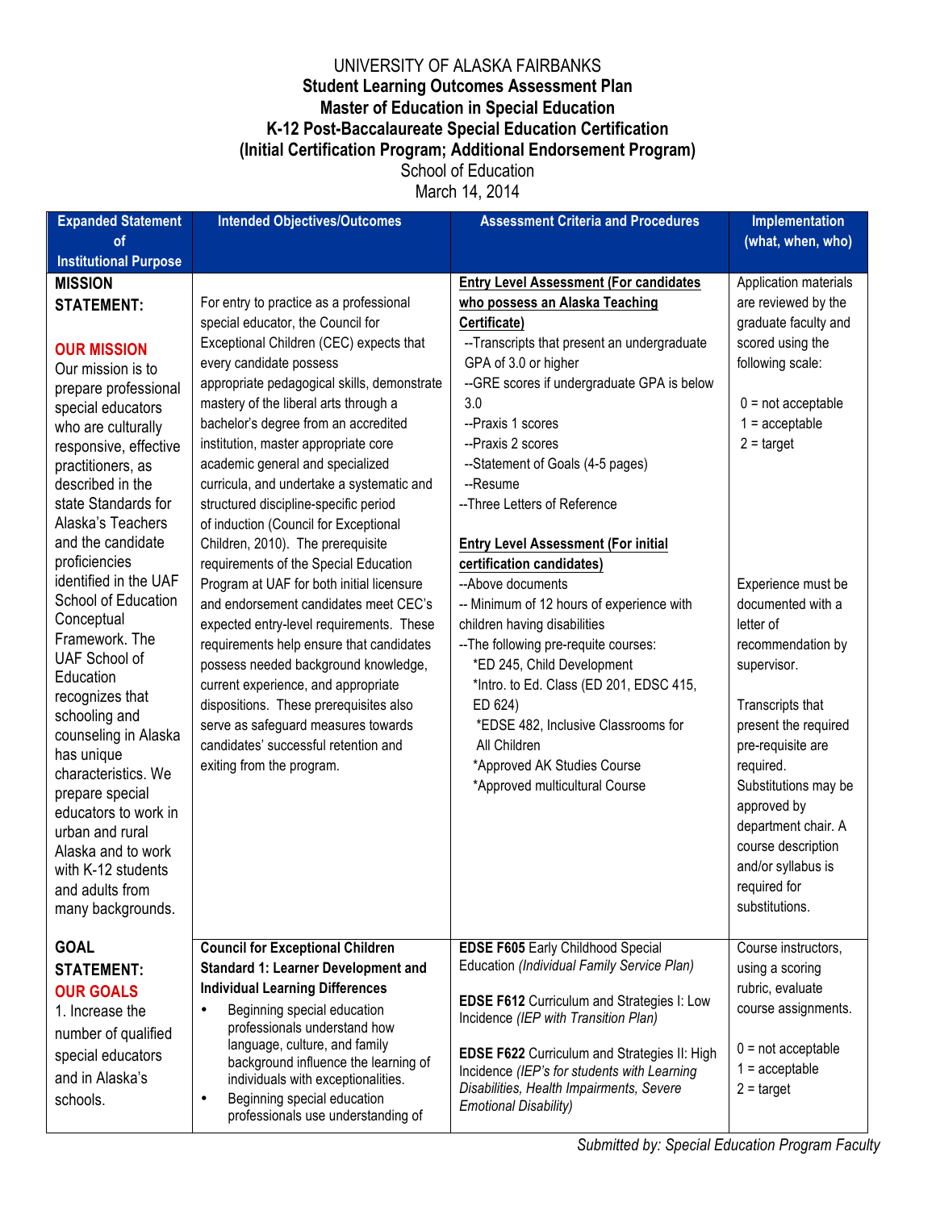UNIVERSITY OF ALASKA FAIRBANKS

**Student Learning Outcomes Assessment Plan**

**Master of Education in Special Education**

**K-12 Post-Baccalaureate Special Education Certification**

**(Initial Certification Program; Additional Endorsement Program)**

School of Education

March 14, 2014

| Expanded Statement of Institutional Purpose | Intended Objectives/Outcomes | Assessment Criteria and Procedures | Implementation (what, when, who) |
|---|---|---|---|
| **MISSION STATEMENT:**<br><br>**OUR MISSION**<br>Our mission is to prepare professional special educators who are culturally responsive, effective practitioners, as described in the state Standards for Alaska's Teachers and the candidate proficiencies identified in the UAF School of Education Conceptual Framework. The UAF School of Education recognizes that schooling and counseling in Alaska has unique characteristics. We prepare special educators to work in urban and rural Alaska and to work with K-12 students and adults from many backgrounds. | For entry to practice as a professional special educator, the Council for Exceptional Children (CEC) expects that every candidate possess appropriate pedagogical skills, demonstrate mastery of the liberal arts through a bachelor's degree from an accredited institution, master appropriate core academic general and specialized curricula, and undertake a systematic and structured discipline-specific period of induction (Council for Exceptional Children, 2010). The prerequisite requirements of the Special Education Program at UAF for both initial licensure and endorsement candidates meet CEC's expected entry-level requirements. These requirements help ensure that candidates possess needed background knowledge, current experience, and appropriate dispositions. These prerequisites also serve as safeguard measures towards candidates' successful retention and exiting from the program. | **Entry Level Assessment (For candidates who possess an Alaska Teaching Certificate)**<br>--Transcripts that present an undergraduate GPA of 3.0 or higher<br>--GRE scores if undergraduate GPA is below 3.0<br>--Praxis 1 scores<br>--Praxis 2 scores<br>--Statement of Goals (4-5 pages)<br>--Resume<br>--Three Letters of Reference<br><br>**Entry Level Assessment (For initial certification candidates)**<br>--Above documents<br>-- Minimum of 12 hours of experience with children having disabilities<br>--The following pre-requite courses:<br>*ED 245, Child Development<br>*Intro. to Ed. Class (ED 201, EDSC 415, ED 624)<br>*EDSE 482, Inclusive Classrooms for All Children<br>*Approved AK Studies Course<br>*Approved multicultural Course | Application materials are reviewed by the graduate faculty and scored using the following scale:<br><br>0 = not acceptable<br>1 = acceptable<br>2 = target<br><br>Experience must be documented with a letter of recommendation by supervisor.<br><br>Transcripts that present the required pre-requisite are required. Substitutions may be approved by department chair. A course description and/or syllabus is required for substitutions. |
| **GOAL STATEMENT:**<br>**OUR GOALS**<br>1. Increase the number of qualified special educators and in Alaska's schools. | **Council for Exceptional Children Standard 1: Learner Development and Individual Learning Differences**<br>• Beginning special education professionals understand how language, culture, and family background influence the learning of individuals with exceptionalities.<br>• Beginning special education professionals use understanding of | **EDSE F605** Early Childhood Special Education *(Individual Family Service Plan)*<br><br>**EDSE F612** Curriculum and Strategies I: Low Incidence *(IEP with Transition Plan)*<br><br>**EDSE F622** Curriculum and Strategies II: High Incidence *(IEP's for students with Learning Disabilities, Health Impairments, Severe Emotional Disability)* | Course instructors, using a scoring rubric, evaluate course assignments.<br><br>0 = not acceptable<br>1 = acceptable<br>2 = target |

*Submitted by: Special Education Program Faculty*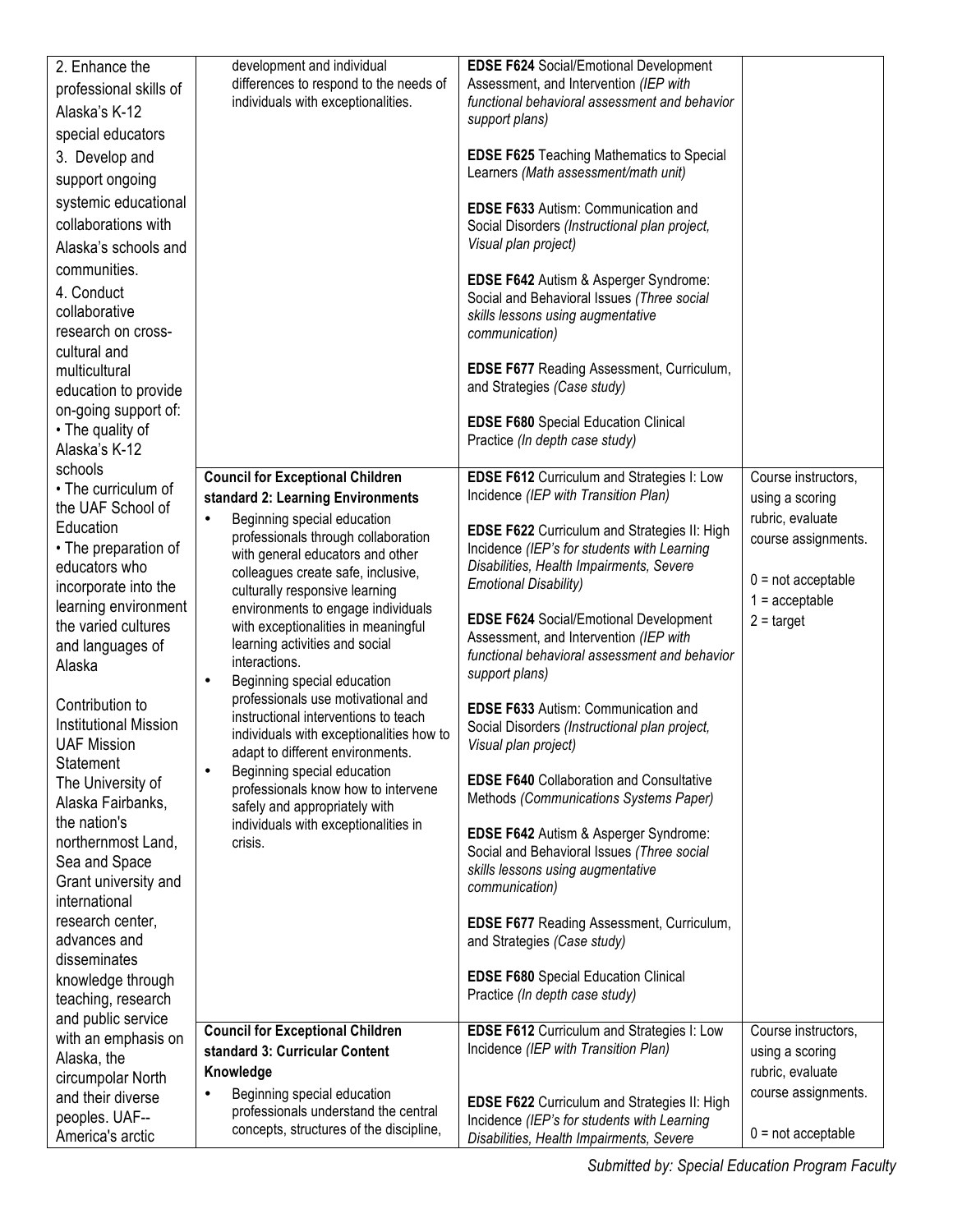| | | | |
|---|---|---|---|
| 2. Enhance the professional skills of Alaska's K-12 special educators<br>3. Develop and support ongoing systemic educational collaborations with Alaska's schools and communities.<br>4. Conduct collaborative research on cross-cultural and multicultural education to provide on-going support of:<br>• The quality of Alaska's K-12 schools<br>• The curriculum of the UAF School of Education<br>• The preparation of educators who incorporate into the learning environment the varied cultures and languages of Alaska<br><br>Contribution to Institutional Mission<br>UAF Mission Statement<br>The University of Alaska Fairbanks, the nation's northernmost Land, Sea and Space Grant university and international research center, advances and disseminates knowledge through teaching, research and public service with an emphasis on Alaska, the circumpolar North and their diverse peoples. UAF--America's arctic | development and individual differences to respond to the needs of individuals with exceptionalities. | **EDSE F624** Social/Emotional Development Assessment, and Intervention *(IEP with functional behavioral assessment and behavior support plans)*<br><br>**EDSE F625** Teaching Mathematics to Special Learners *(Math assessment/math unit)*<br><br>**EDSE F633** Autism: Communication and Social Disorders *(Instructional plan project, Visual plan project)*<br><br>**EDSE F642** Autism & Asperger Syndrome: Social and Behavioral Issues *(Three social skills lessons using augmentative communication)*<br><br>**EDSE F677** Reading Assessment, Curriculum, and Strategies *(Case study)*<br><br>**EDSE F680** Special Education Clinical Practice *(In depth case study)* | |
| | **Council for Exceptional Children standard 2: Learning Environments**<br>• Beginning special education professionals through collaboration with general educators and other colleagues create safe, inclusive, culturally responsive learning environments to engage individuals with exceptionalities in meaningful learning activities and social interactions.<br>• Beginning special education professionals use motivational and instructional interventions to teach individuals with exceptionalities how to adapt to different environments.<br>• Beginning special education professionals know how to intervene safely and appropriately with individuals with exceptionalities in crisis. | **EDSE F612** Curriculum and Strategies I: Low Incidence *(IEP with Transition Plan)*<br><br>**EDSE F622** Curriculum and Strategies II: High Incidence *(IEP's for students with Learning Disabilities, Health Impairments, Severe Emotional Disability)*<br><br>**EDSE F624** Social/Emotional Development Assessment, and Intervention *(IEP with functional behavioral assessment and behavior support plans)*<br><br>**EDSE F633** Autism: Communication and Social Disorders *(Instructional plan project, Visual plan project)*<br><br>**EDSE F640** Collaboration and Consultative Methods *(Communications Systems Paper)*<br><br>**EDSE F642** Autism & Asperger Syndrome: Social and Behavioral Issues *(Three social skills lessons using augmentative communication)*<br><br>**EDSE F677** Reading Assessment, Curriculum, and Strategies *(Case study)*<br><br>**EDSE F680** Special Education Clinical Practice *(In depth case study)* | Course instructors, using a scoring rubric, evaluate course assignments.<br><br>0 = not acceptable<br>1 = acceptable<br>2 = target |
| | **Council for Exceptional Children standard 3: Curricular Content Knowledge**<br>• Beginning special education professionals understand the central concepts, structures of the discipline, | **EDSE F612** Curriculum and Strategies I: Low Incidence *(IEP with Transition Plan)*<br><br>**EDSE F622** Curriculum and Strategies II: High Incidence *(IEP's for students with Learning Disabilities, Health Impairments, Severe* | Course instructors, using a scoring rubric, evaluate course assignments.<br><br>0 = not acceptable |

*Submitted by: Special Education Program Faculty*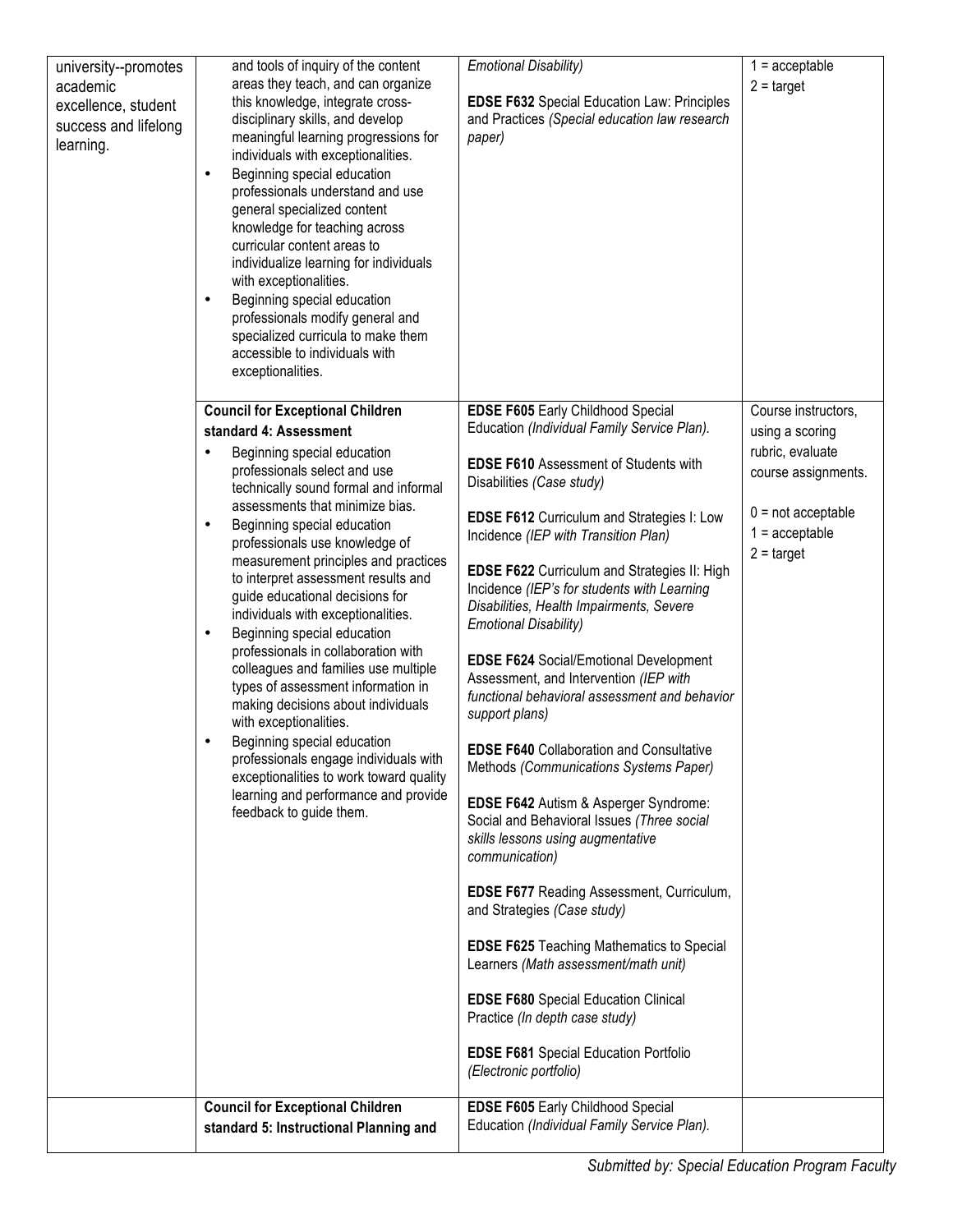| | | | |
|---|---|---|---|
| university--promotes academic excellence, student success and lifelong learning. | and tools of inquiry of the content areas they teach, and can organize this knowledge, integrate cross-disciplinary skills, and develop meaningful learning progressions for individuals with exceptionalities.<br>• Beginning special education professionals understand and use general specialized content knowledge for teaching across curricular content areas to individualize learning for individuals with exceptionalities.<br>• Beginning special education professionals modify general and specialized curricula to make them accessible to individuals with exceptionalities. | *Emotional Disability)*<br><br>**EDSE F632** Special Education Law: Principles and Practices *(Special education law research paper)* | 1 = acceptable<br>2 = target |
| | **Council for Exceptional Children standard 4: Assessment**<br>• Beginning special education professionals select and use technically sound formal and informal assessments that minimize bias.<br>• Beginning special education professionals use knowledge of measurement principles and practices to interpret assessment results and guide educational decisions for individuals with exceptionalities.<br>• Beginning special education professionals in collaboration with colleagues and families use multiple types of assessment information in making decisions about individuals with exceptionalities.<br>• Beginning special education professionals engage individuals with exceptionalities to work toward quality learning and performance and provide feedback to guide them. | **EDSE F605** Early Childhood Special Education *(Individual Family Service Plan).*<br><br>**EDSE F610** Assessment of Students with Disabilities *(Case study)*<br><br>**EDSE F612** Curriculum and Strategies I: Low Incidence *(IEP with Transition Plan)*<br><br>**EDSE F622** Curriculum and Strategies II: High Incidence *(IEP's for students with Learning Disabilities, Health Impairments, Severe Emotional Disability)*<br><br>**EDSE F624** Social/Emotional Development Assessment, and Intervention *(IEP with functional behavioral assessment and behavior support plans)*<br><br>**EDSE F640** Collaboration and Consultative Methods *(Communications Systems Paper)*<br><br>**EDSE F642** Autism & Asperger Syndrome: Social and Behavioral Issues *(Three social skills lessons using augmentative communication)*<br><br>**EDSE F677** Reading Assessment, Curriculum, and Strategies *(Case study)*<br><br>**EDSE F625** Teaching Mathematics to Special Learners *(Math assessment/math unit)*<br><br>**EDSE F680** Special Education Clinical Practice *(In depth case study)*<br><br>**EDSE F681** Special Education Portfolio *(Electronic portfolio)* | Course instructors, using a scoring rubric, evaluate course assignments.<br><br>0 = not acceptable<br>1 = acceptable<br>2 = target |
| | **Council for Exceptional Children standard 5: Instructional Planning and** | **EDSE F605** Early Childhood Special Education *(Individual Family Service Plan).* | |

*Submitted by: Special Education Program Faculty*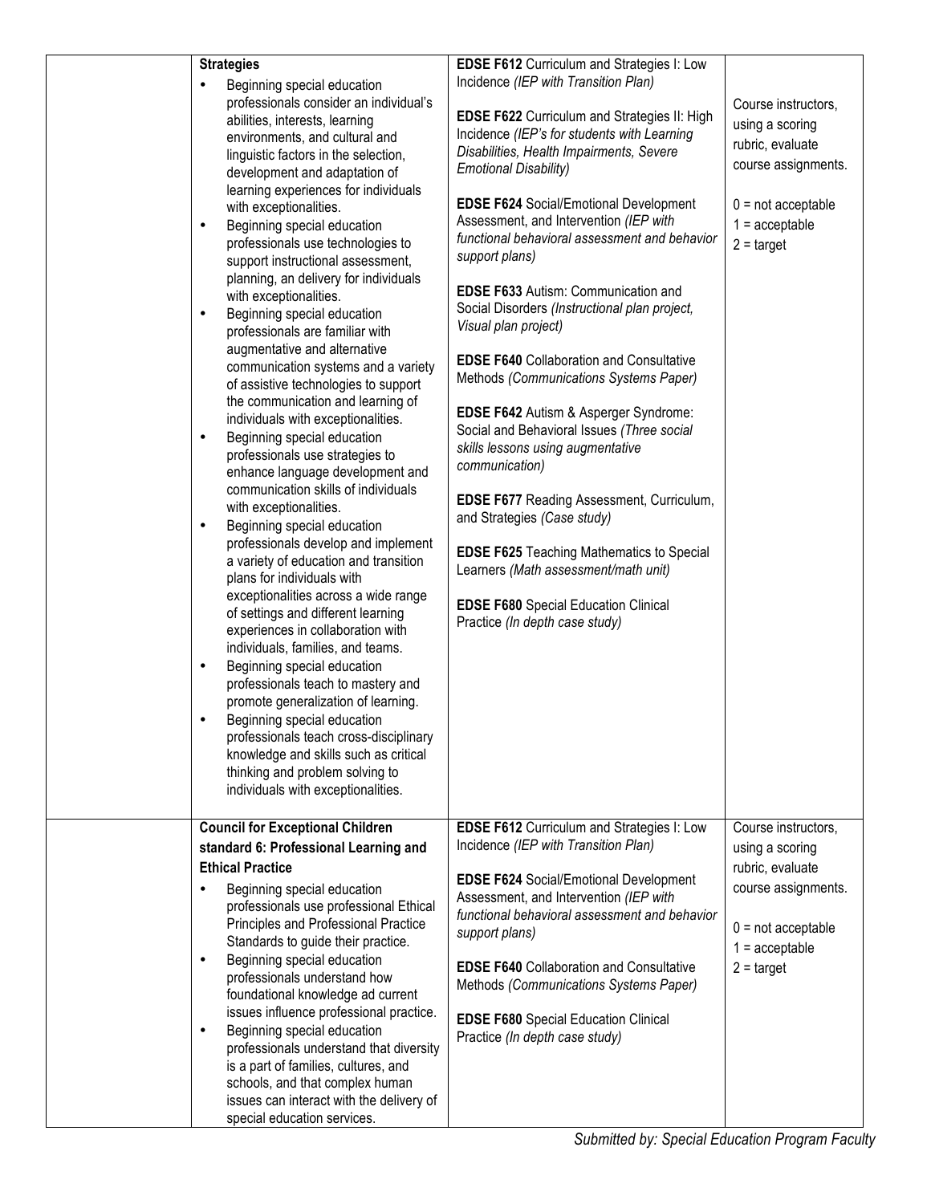| | | | |
|---|---|---|---|
| | **Strategies**<br>• Beginning special education professionals consider an individual's abilities, interests, learning environments, and cultural and linguistic factors in the selection, development and adaptation of learning experiences for individuals with exceptionalities.<br>• Beginning special education professionals use technologies to support instructional assessment, planning, an delivery for individuals with exceptionalities.<br>• Beginning special education professionals are familiar with augmentative and alternative communication systems and a variety of assistive technologies to support the communication and learning of individuals with exceptionalities.<br>• Beginning special education professionals use strategies to enhance language development and communication skills of individuals with exceptionalities.<br>• Beginning special education professionals develop and implement a variety of education and transition plans for individuals with exceptionalities across a wide range of settings and different learning experiences in collaboration with individuals, families, and teams.<br>• Beginning special education professionals teach to mastery and promote generalization of learning.<br>• Beginning special education professionals teach cross-disciplinary knowledge and skills such as critical thinking and problem solving to individuals with exceptionalities. | **EDSE F612** Curriculum and Strategies I: Low Incidence *(IEP with Transition Plan)*<br><br>**EDSE F622** Curriculum and Strategies II: High Incidence *(IEP's for students with Learning Disabilities, Health Impairments, Severe Emotional Disability)*<br><br>**EDSE F624** Social/Emotional Development Assessment, and Intervention *(IEP with functional behavioral assessment and behavior support plans)*<br><br>**EDSE F633** Autism: Communication and Social Disorders *(Instructional plan project, Visual plan project)*<br><br>**EDSE F640** Collaboration and Consultative Methods *(Communications Systems Paper)*<br><br>**EDSE F642** Autism & Asperger Syndrome: Social and Behavioral Issues *(Three social skills lessons using augmentative communication)*<br><br>**EDSE F677** Reading Assessment, Curriculum, and Strategies *(Case study)*<br><br>**EDSE F625** Teaching Mathematics to Special Learners *(Math assessment/math unit)*<br><br>**EDSE F680** Special Education Clinical Practice *(In depth case study)* | Course instructors, using a scoring rubric, evaluate course assignments.<br><br>0 = not acceptable<br>1 = acceptable<br>2 = target |
| | **Council for Exceptional Children standard 6: Professional Learning and Ethical Practice**<br>• Beginning special education professionals use professional Ethical Principles and Professional Practice Standards to guide their practice.<br>• Beginning special education professionals understand how foundational knowledge ad current issues influence professional practice.<br>• Beginning special education professionals understand that diversity is a part of families, cultures, and schools, and that complex human issues can interact with the delivery of special education services. | **EDSE F612** Curriculum and Strategies I: Low Incidence *(IEP with Transition Plan)*<br><br>**EDSE F624** Social/Emotional Development Assessment, and Intervention *(IEP with functional behavioral assessment and behavior support plans)*<br><br>**EDSE F640** Collaboration and Consultative Methods *(Communications Systems Paper)*<br><br>**EDSE F680** Special Education Clinical Practice *(In depth case study)* | Course instructors, using a scoring rubric, evaluate course assignments.<br><br>0 = not acceptable<br>1 = acceptable<br>2 = target |

*Submitted by: Special Education Program Faculty*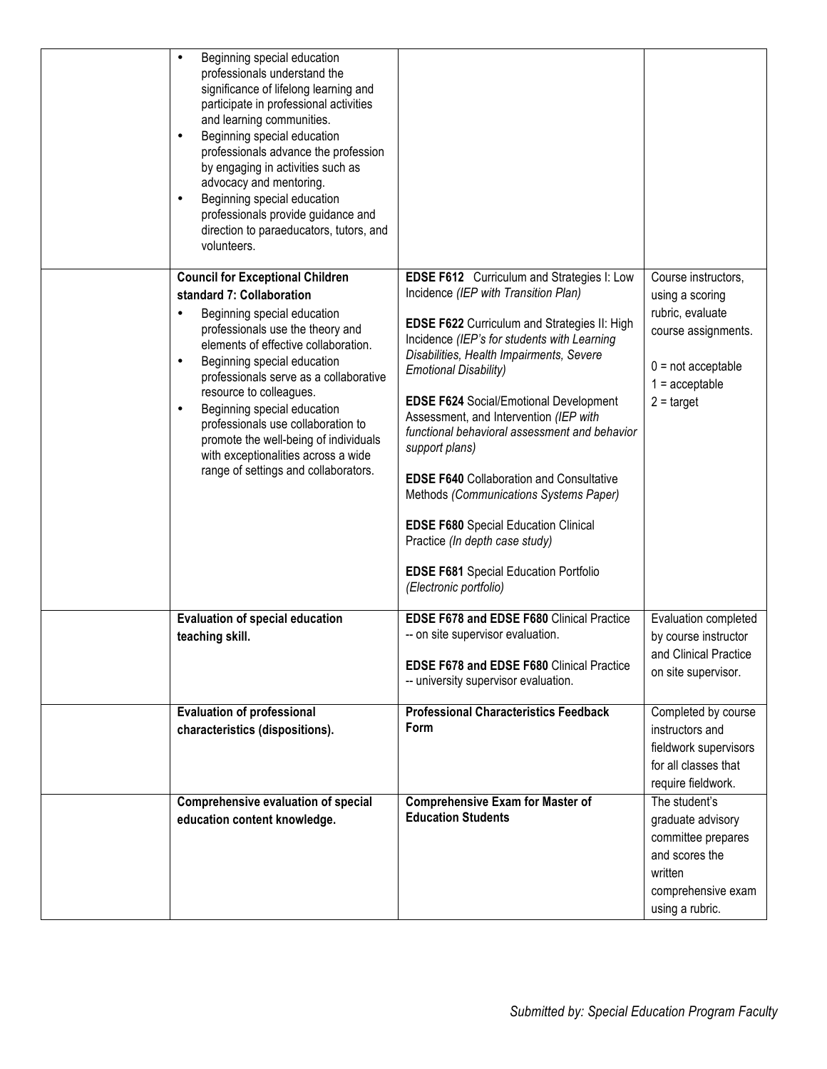| | | | |
|---|---|---|---|
| | • Beginning special education professionals understand the significance of lifelong learning and participate in professional activities and learning communities.<br>• Beginning special education professionals advance the profession by engaging in activities such as advocacy and mentoring.<br>• Beginning special education professionals provide guidance and direction to paraeducators, tutors, and volunteers. | | |
| | **Council for Exceptional Children standard 7: Collaboration**<br>• Beginning special education professionals use the theory and elements of effective collaboration.<br>• Beginning special education professionals serve as a collaborative resource to colleagues.<br>• Beginning special education professionals use collaboration to promote the well-being of individuals with exceptionalities across a wide range of settings and collaborators. | **EDSE F612** Curriculum and Strategies I: Low Incidence *(IEP with Transition Plan)*<br><br>**EDSE F622** Curriculum and Strategies II: High Incidence *(IEP's for students with Learning Disabilities, Health Impairments, Severe Emotional Disability)*<br><br>**EDSE F624** Social/Emotional Development Assessment, and Intervention *(IEP with functional behavioral assessment and behavior support plans)*<br><br>**EDSE F640** Collaboration and Consultative Methods *(Communications Systems Paper)*<br><br>**EDSE F680** Special Education Clinical Practice *(In depth case study)*<br><br>**EDSE F681** Special Education Portfolio *(Electronic portfolio)* | Course instructors, using a scoring rubric, evaluate course assignments.<br><br>0 = not acceptable<br>1 = acceptable<br>2 = target |
| | **Evaluation of special education teaching skill.** | **EDSE F678 and EDSE F680** Clinical Practice -- on site supervisor evaluation.<br><br>**EDSE F678 and EDSE F680** Clinical Practice -- university supervisor evaluation. | Evaluation completed by course instructor and Clinical Practice on site supervisor. |
| | **Evaluation of professional characteristics (dispositions).** | **Professional Characteristics Feedback Form** | Completed by course instructors and fieldwork supervisors for all classes that require fieldwork. |
| | **Comprehensive evaluation of special education content knowledge.** | **Comprehensive Exam for Master of Education Students** | The student's graduate advisory committee prepares and scores the written comprehensive exam using a rubric. |

*Submitted by: Special Education Program Faculty*